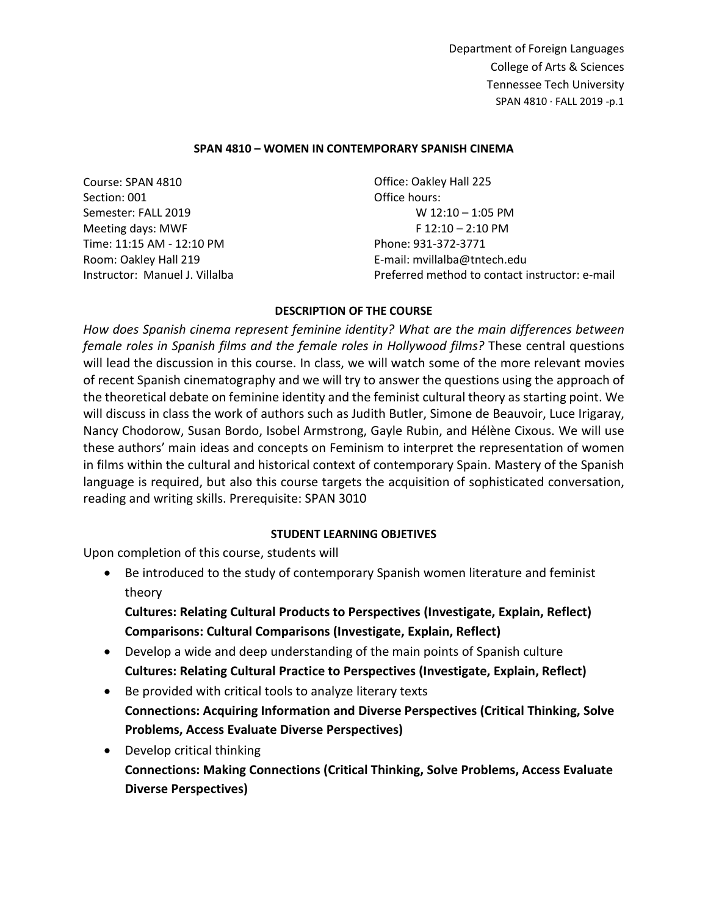Department of Foreign Languages
College of Arts & Sciences
Tennessee Tech University

# SPAN 4810 – WOMEN IN CONTEMPORARY SPANISH CINEMA

Course: SPAN 4810
Section: 001
Semester: FALL 2019
Meeting days: MWF
Time: 11:15 AM - 12:10 PM
Room: Oakley Hall 219
Instructor: Manuel J. Villalba

Office: Oakley Hall 225
Office hours:
W 12:10 – 1:05 PM
F 12:10 – 2:10 PM
Phone: 931-372-3771
E-mail: mvillalba@tntech.edu
Preferred method to contact instructor: e-mail

## DESCRIPTION OF THE COURSE

*How does Spanish cinema represent feminine identity? What are the main differences between female roles in Spanish films and the female roles in Hollywood films?* These central questions will lead the discussion in this course. In class, we will watch some of the more relevant movies of recent Spanish cinematography and we will try to answer the questions using the approach of the theoretical debate on feminine identity and the feminist cultural theory as starting point. We will discuss in class the work of authors such as Judith Butler, Simone de Beauvoir, Luce Irigaray, Nancy Chodorow, Susan Bordo, Isobel Armstrong, Gayle Rubin, and Hélène Cixous. We will use these authors' main ideas and concepts on Feminism to interpret the representation of women in films within the cultural and historical context of contemporary Spain. Mastery of the Spanish language is required, but also this course targets the acquisition of sophisticated conversation, reading and writing skills. Prerequisite: SPAN 3010

## STUDENT LEARNING OBJETIVES

Upon completion of this course, students will

- Be introduced to the study of contemporary Spanish women literature and feminist theory
  **Cultures: Relating Cultural Products to Perspectives (Investigate, Explain, Reflect)**
  **Comparisons: Cultural Comparisons (Investigate, Explain, Reflect)**
- Develop a wide and deep understanding of the main points of Spanish culture
  **Cultures: Relating Cultural Practice to Perspectives (Investigate, Explain, Reflect)**
- Be provided with critical tools to analyze literary texts
  **Connections: Acquiring Information and Diverse Perspectives (Critical Thinking, Solve Problems, Access Evaluate Diverse Perspectives)**
- Develop critical thinking
  **Connections: Making Connections (Critical Thinking, Solve Problems, Access Evaluate Diverse Perspectives)**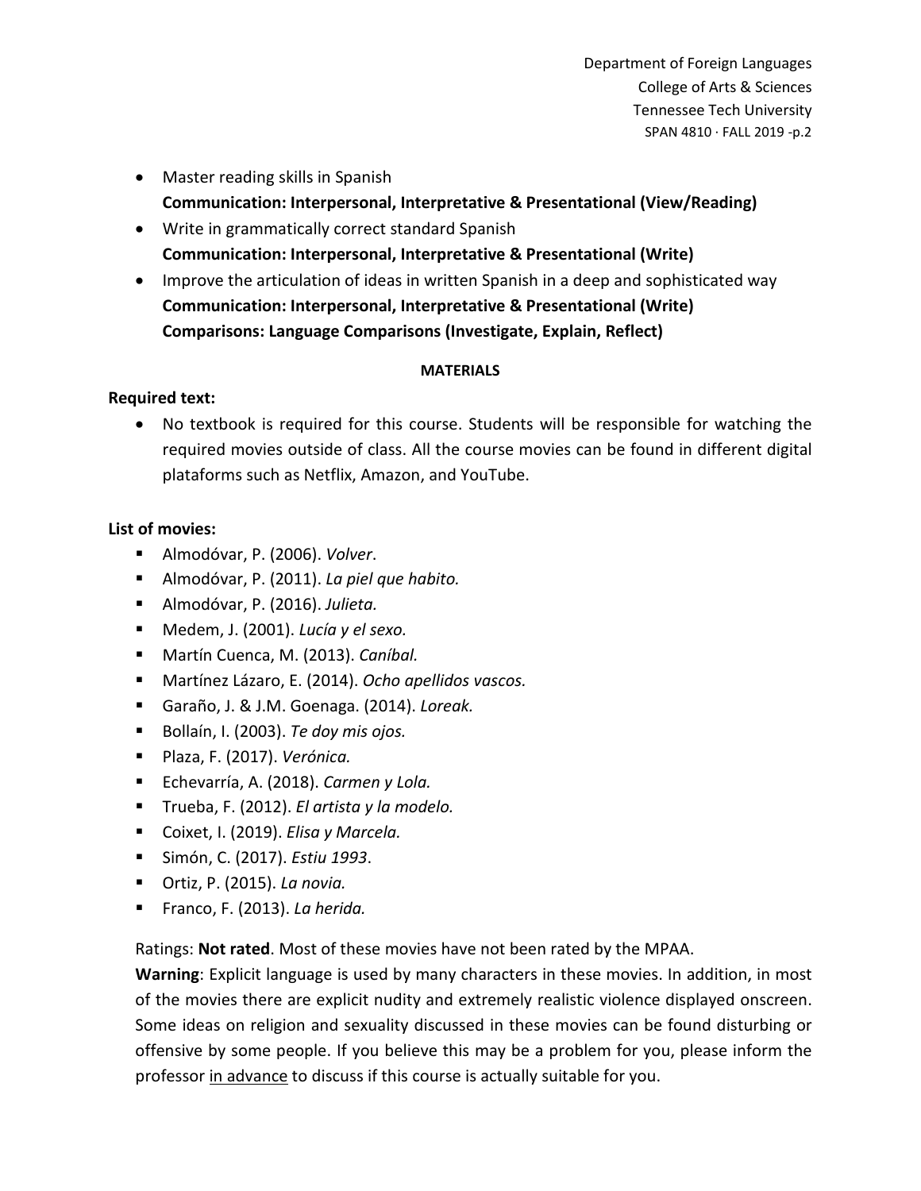- Master reading skills in Spanish
  **Communication: Interpersonal, Interpretative & Presentational (View/Reading)**
- Write in grammatically correct standard Spanish
  **Communication: Interpersonal, Interpretative & Presentational (Write)**
- Improve the articulation of ideas in written Spanish in a deep and sophisticated way
  **Communication: Interpersonal, Interpretative & Presentational (Write)**
  **Comparisons: Language Comparisons (Investigate, Explain, Reflect)**

**MATERIALS**

**Required text:**

- No textbook is required for this course. Students will be responsible for watching the required movies outside of class. All the course movies can be found in different digital plataforms such as Netflix, Amazon, and YouTube.

**List of movies:**

- Almodóvar, P. (2006). *Volver*.
- Almodóvar, P. (2011). *La piel que habito.*
- Almodóvar, P. (2016). *Julieta.*
- Medem, J. (2001). *Lucía y el sexo.*
- Martín Cuenca, M. (2013). *Caníbal.*
- Martínez Lázaro, E. (2014). *Ocho apellidos vascos.*
- Garaño, J. & J.M. Goenaga. (2014). *Loreak.*
- Bollaín, I. (2003). *Te doy mis ojos.*
- Plaza, F. (2017). *Verónica.*
- Echevarría, A. (2018). *Carmen y Lola.*
- Trueba, F. (2012). *El artista y la modelo.*
- Coixet, I. (2019). *Elisa y Marcela.*
- Simón, C. (2017). *Estiu 1993*.
- Ortiz, P. (2015). *La novia.*
- Franco, F. (2013). *La herida.*

Ratings: **Not rated**. Most of these movies have not been rated by the MPAA.

**Warning**: Explicit language is used by many characters in these movies. In addition, in most of the movies there are explicit nudity and extremely realistic violence displayed onscreen. Some ideas on religion and sexuality discussed in these movies can be found disturbing or offensive by some people. If you believe this may be a problem for you, please inform the professor <u>in advance</u> to discuss if this course is actually suitable for you.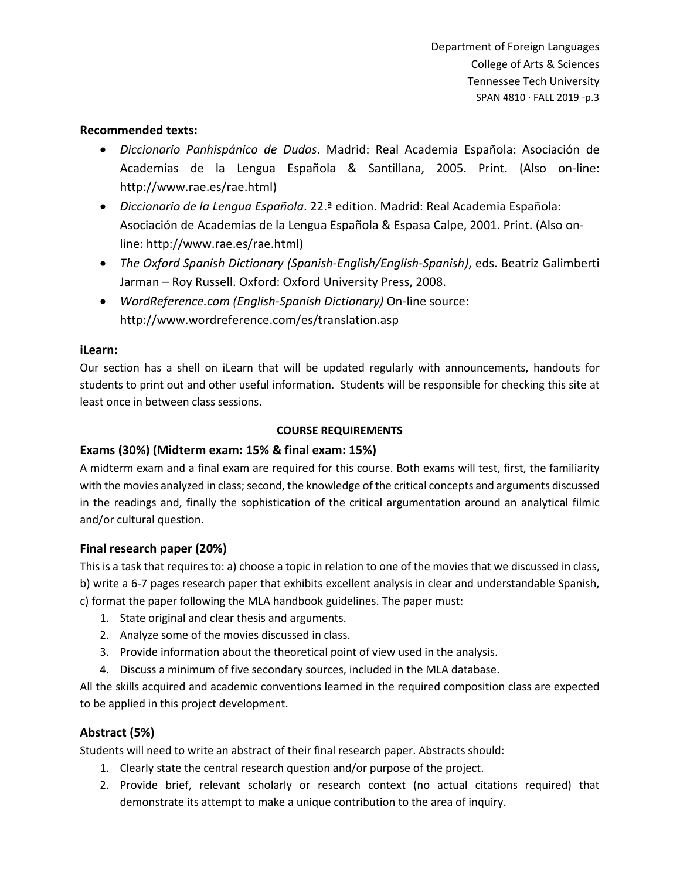**Recommended texts:**

- *Diccionario Panhispánico de Dudas*. Madrid: Real Academia Española: Asociación de Academias de la Lengua Española & Santillana, 2005. Print. (Also on-line: http://www.rae.es/rae.html)
- *Diccionario de la Lengua Española*. 22.ª edition. Madrid: Real Academia Española: Asociación de Academias de la Lengua Española & Espasa Calpe, 2001. Print. (Also on-line: http://www.rae.es/rae.html)
- *The Oxford Spanish Dictionary (Spanish-English/English-Spanish)*, eds. Beatriz Galimberti Jarman – Roy Russell. Oxford: Oxford University Press, 2008.
- *WordReference.com (English-Spanish Dictionary)* On-line source: http://www.wordreference.com/es/translation.asp

**iLearn:**

Our section has a shell on iLearn that will be updated regularly with announcements, handouts for students to print out and other useful information. Students will be responsible for checking this site at least once in between class sessions.

**COURSE REQUIREMENTS**

### Exams (30%) (Midterm exam: 15% & final exam: 15%)

A midterm exam and a final exam are required for this course. Both exams will test, first, the familiarity with the movies analyzed in class; second, the knowledge of the critical concepts and arguments discussed in the readings and, finally the sophistication of the critical argumentation around an analytical filmic and/or cultural question.

### Final research paper (20%)

This is a task that requires to: a) choose a topic in relation to one of the movies that we discussed in class, b) write a 6-7 pages research paper that exhibits excellent analysis in clear and understandable Spanish, c) format the paper following the MLA handbook guidelines. The paper must:

1. State original and clear thesis and arguments.
2. Analyze some of the movies discussed in class.
3. Provide information about the theoretical point of view used in the analysis.
4. Discuss a minimum of five secondary sources, included in the MLA database.

All the skills acquired and academic conventions learned in the required composition class are expected to be applied in this project development.

### Abstract (5%)

Students will need to write an abstract of their final research paper. Abstracts should:

1. Clearly state the central research question and/or purpose of the project.
2. Provide brief, relevant scholarly or research context (no actual citations required) that demonstrate its attempt to make a unique contribution to the area of inquiry.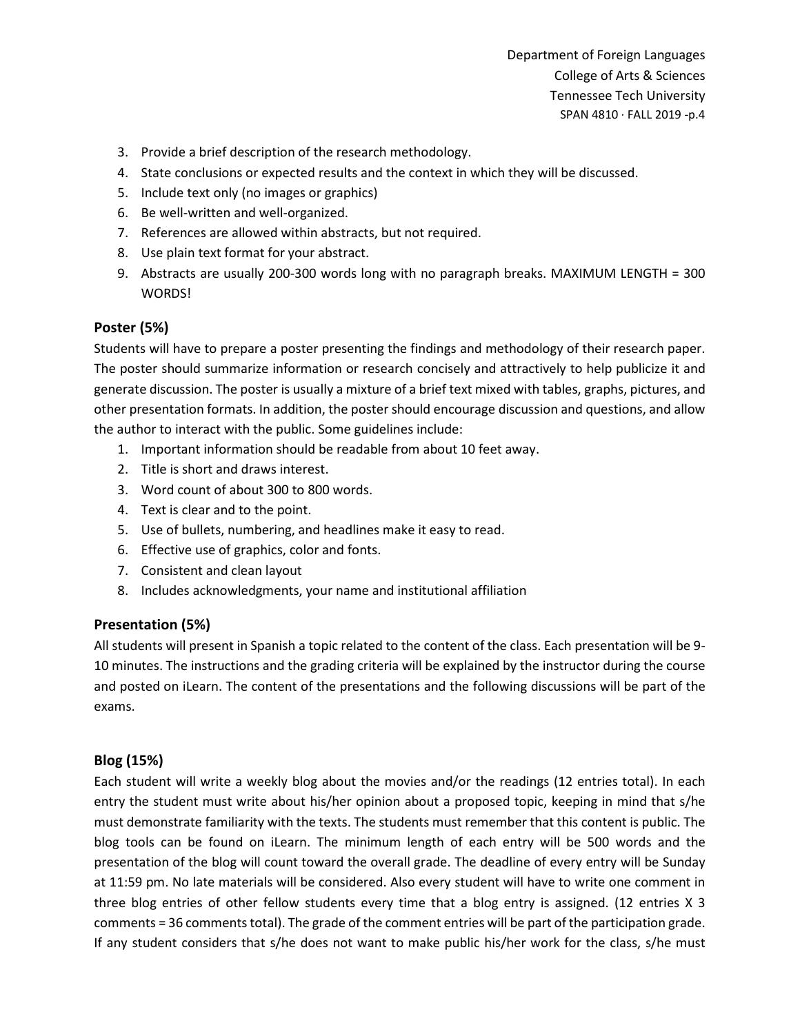3. Provide a brief description of the research methodology.
4. State conclusions or expected results and the context in which they will be discussed.
5. Include text only (no images or graphics)
6. Be well-written and well-organized.
7. References are allowed within abstracts, but not required.
8. Use plain text format for your abstract.
9. Abstracts are usually 200-300 words long with no paragraph breaks. MAXIMUM LENGTH = 300 WORDS!

### Poster (5%)

Students will have to prepare a poster presenting the findings and methodology of their research paper. The poster should summarize information or research concisely and attractively to help publicize it and generate discussion. The poster is usually a mixture of a brief text mixed with tables, graphs, pictures, and other presentation formats. In addition, the poster should encourage discussion and questions, and allow the author to interact with the public. Some guidelines include:

1. Important information should be readable from about 10 feet away.
2. Title is short and draws interest.
3. Word count of about 300 to 800 words.
4. Text is clear and to the point.
5. Use of bullets, numbering, and headlines make it easy to read.
6. Effective use of graphics, color and fonts.
7. Consistent and clean layout
8. Includes acknowledgments, your name and institutional affiliation

### Presentation (5%)

All students will present in Spanish a topic related to the content of the class. Each presentation will be 9-10 minutes. The instructions and the grading criteria will be explained by the instructor during the course and posted on iLearn. The content of the presentations and the following discussions will be part of the exams.

### Blog (15%)

Each student will write a weekly blog about the movies and/or the readings (12 entries total). In each entry the student must write about his/her opinion about a proposed topic, keeping in mind that s/he must demonstrate familiarity with the texts. The students must remember that this content is public. The blog tools can be found on iLearn. The minimum length of each entry will be 500 words and the presentation of the blog will count toward the overall grade. The deadline of every entry will be Sunday at 11:59 pm. No late materials will be considered. Also every student will have to write one comment in three blog entries of other fellow students every time that a blog entry is assigned. (12 entries X 3 comments = 36 comments total). The grade of the comment entries will be part of the participation grade. If any student considers that s/he does not want to make public his/her work for the class, s/he must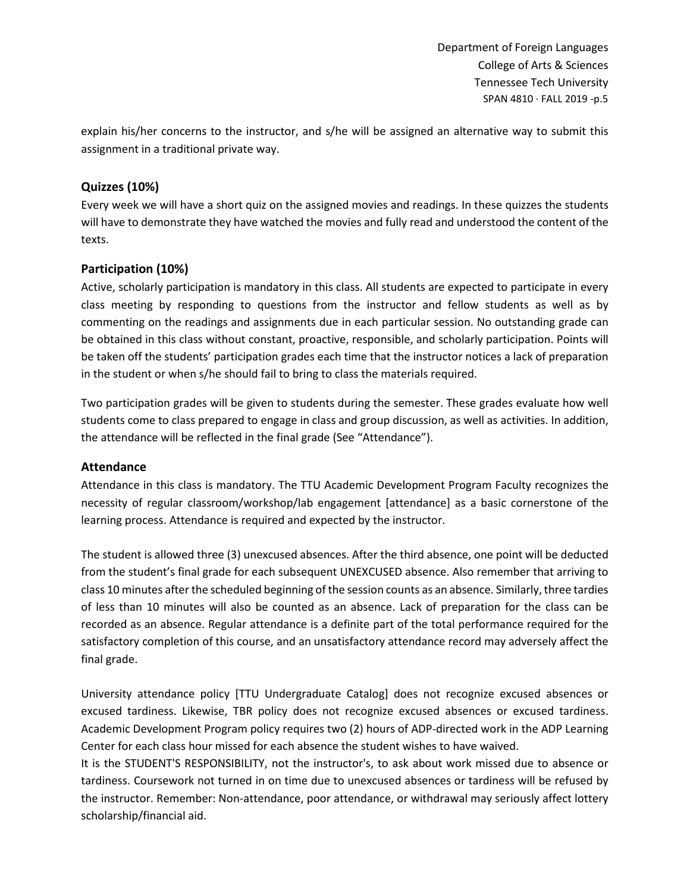explain his/her concerns to the instructor, and s/he will be assigned an alternative way to submit this assignment in a traditional private way.

### Quizzes (10%)

Every week we will have a short quiz on the assigned movies and readings. In these quizzes the students will have to demonstrate they have watched the movies and fully read and understood the content of the texts.

### Participation (10%)

Active, scholarly participation is mandatory in this class. All students are expected to participate in every class meeting by responding to questions from the instructor and fellow students as well as by commenting on the readings and assignments due in each particular session. No outstanding grade can be obtained in this class without constant, proactive, responsible, and scholarly participation. Points will be taken off the students' participation grades each time that the instructor notices a lack of preparation in the student or when s/he should fail to bring to class the materials required.

Two participation grades will be given to students during the semester. These grades evaluate how well students come to class prepared to engage in class and group discussion, as well as activities. In addition, the attendance will be reflected in the final grade (See "Attendance").

### Attendance

Attendance in this class is mandatory. The TTU Academic Development Program Faculty recognizes the necessity of regular classroom/workshop/lab engagement [attendance] as a basic cornerstone of the learning process. Attendance is required and expected by the instructor.

The student is allowed three (3) unexcused absences. After the third absence, one point will be deducted from the student's final grade for each subsequent UNEXCUSED absence. Also remember that arriving to class 10 minutes after the scheduled beginning of the session counts as an absence. Similarly, three tardies of less than 10 minutes will also be counted as an absence. Lack of preparation for the class can be recorded as an absence. Regular attendance is a definite part of the total performance required for the satisfactory completion of this course, and an unsatisfactory attendance record may adversely affect the final grade.

University attendance policy [TTU Undergraduate Catalog] does not recognize excused absences or excused tardiness. Likewise, TBR policy does not recognize excused absences or excused tardiness. Academic Development Program policy requires two (2) hours of ADP-directed work in the ADP Learning Center for each class hour missed for each absence the student wishes to have waived.

It is the STUDENT'S RESPONSIBILITY, not the instructor's, to ask about work missed due to absence or tardiness. Coursework not turned in on time due to unexcused absences or tardiness will be refused by the instructor. Remember: Non-attendance, poor attendance, or withdrawal may seriously affect lottery scholarship/financial aid.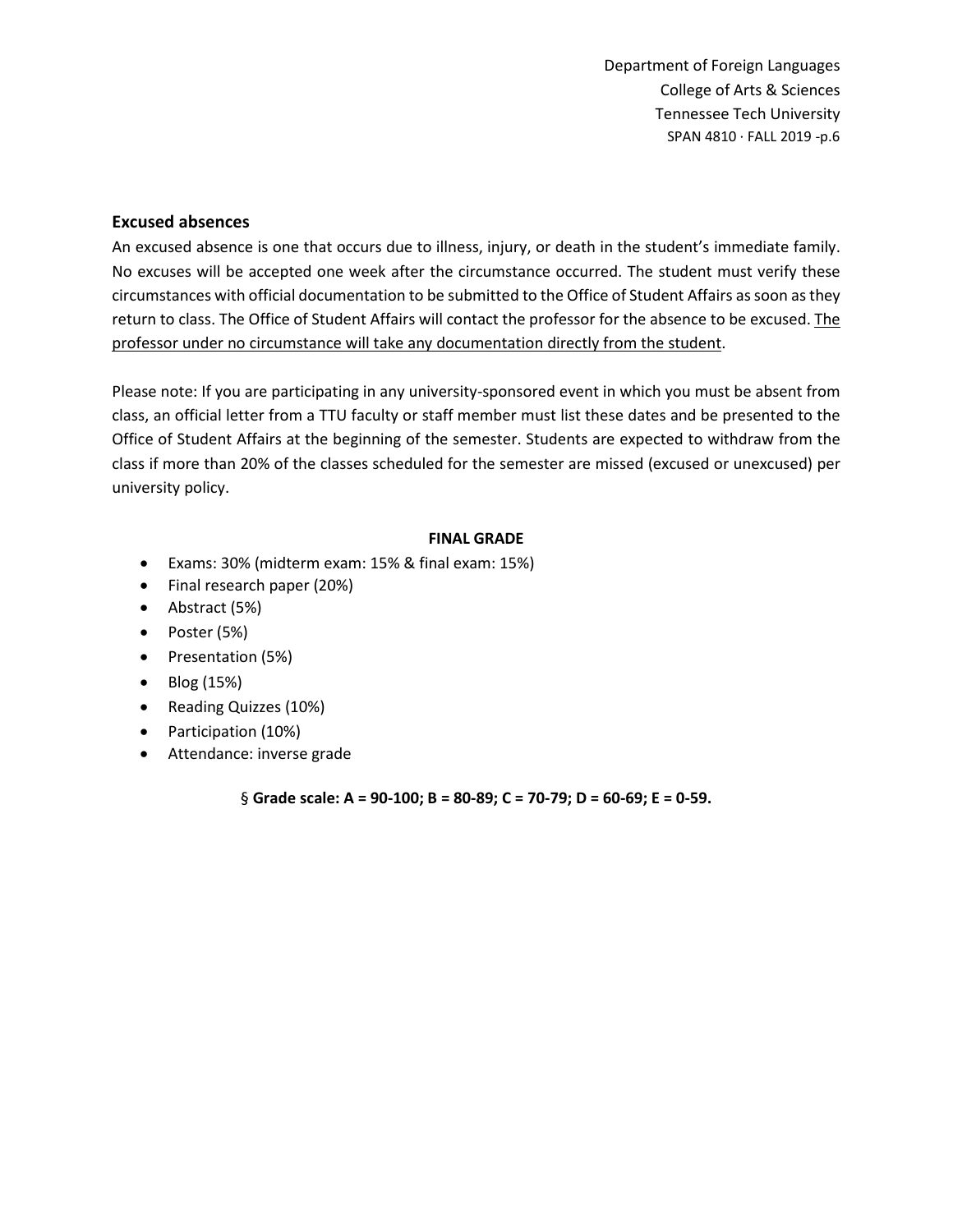### Excused absences

An excused absence is one that occurs due to illness, injury, or death in the student's immediate family. No excuses will be accepted one week after the circumstance occurred. The student must verify these circumstances with official documentation to be submitted to the Office of Student Affairs as soon as they return to class. The Office of Student Affairs will contact the professor for the absence to be excused. <u>The professor under no circumstance will take any documentation directly from the student</u>.

Please note: If you are participating in any university-sponsored event in which you must be absent from class, an official letter from a TTU faculty or staff member must list these dates and be presented to the Office of Student Affairs at the beginning of the semester. Students are expected to withdraw from the class if more than 20% of the classes scheduled for the semester are missed (excused or unexcused) per university policy.

**FINAL GRADE**

- Exams: 30% (midterm exam: 15% & final exam: 15%)
- Final research paper (20%)
- Abstract (5%)
- Poster (5%)
- Presentation (5%)
- Blog (15%)
- Reading Quizzes (10%)
- Participation (10%)
- Attendance: inverse grade

§ **Grade scale: A = 90-100; B = 80-89; C = 70-79; D = 60-69; E = 0-59.**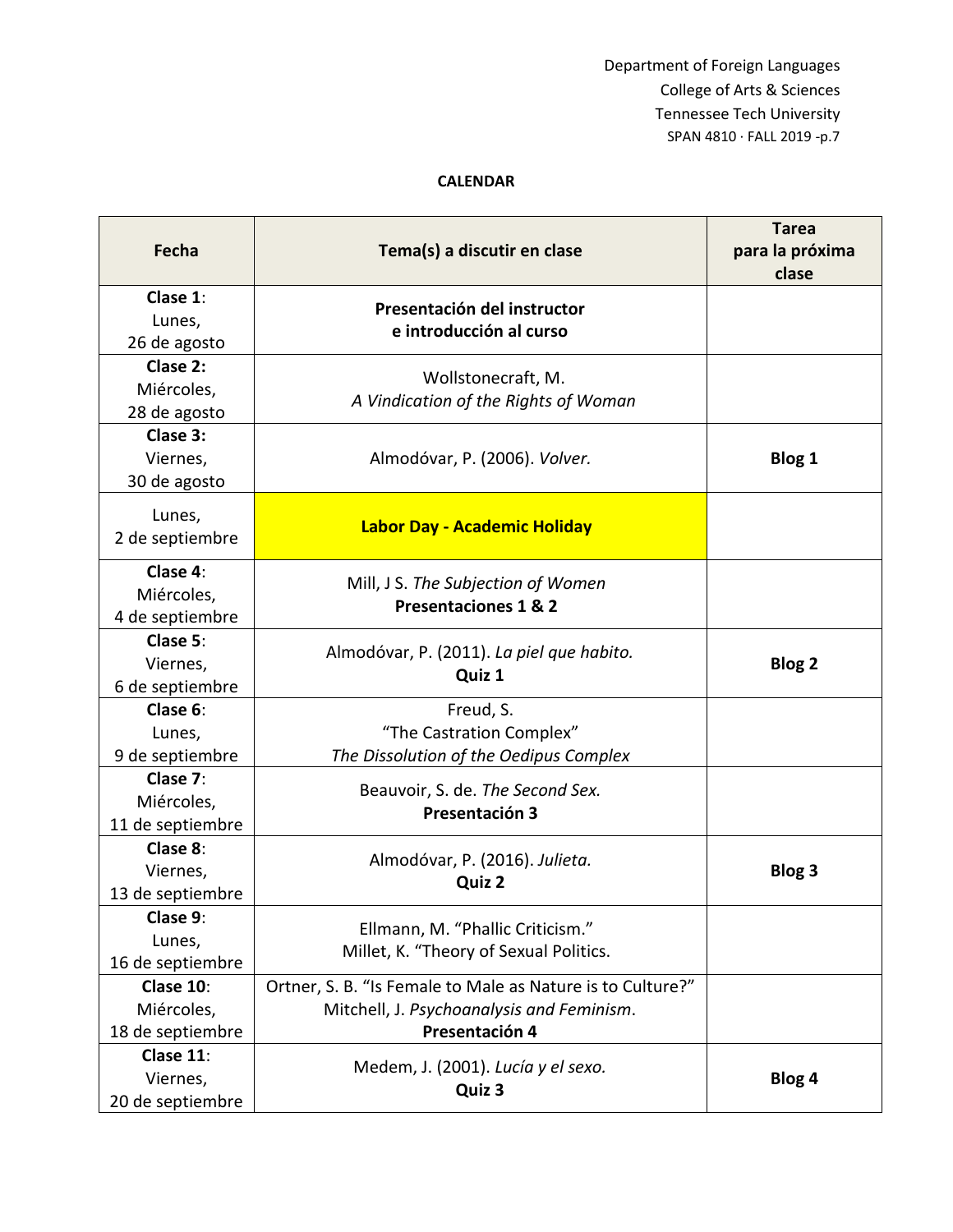**CALENDAR**

| **Fecha** | **Tema(s) a discutir en clase** | **Tarea para la próxima clase** |
|---|---|---|
| **Clase 1**: Lunes, 26 de agosto | **Presentación del instructor e introducción al curso** | |
| **Clase 2:** Miércoles, 28 de agosto | Wollstonecraft, M. *A Vindication of the Rights of Woman* | |
| **Clase 3:** Viernes, 30 de agosto | Almodóvar, P. (2006). *Volver.* | **Blog 1** |
| Lunes, 2 de septiembre | **Labor Day - Academic Holiday** | |
| **Clase 4**: Miércoles, 4 de septiembre | Mill, J S. *The Subjection of Women* **Presentaciones 1 & 2** | |
| **Clase 5**: Viernes, 6 de septiembre | Almodóvar, P. (2011). *La piel que habito.* **Quiz 1** | **Blog 2** |
| **Clase 6**: Lunes, 9 de septiembre | Freud, S. "The Castration Complex" *The Dissolution of the Oedipus Complex* | |
| **Clase 7**: Miércoles, 11 de septiembre | Beauvoir, S. de. *The Second Sex.* **Presentación 3** | |
| **Clase 8**: Viernes, 13 de septiembre | Almodóvar, P. (2016). *Julieta.* **Quiz 2** | **Blog 3** |
| **Clase 9**: Lunes, 16 de septiembre | Ellmann, M. "Phallic Criticism." Millet, K. "Theory of Sexual Politics. | |
| **Clase 10**: Miércoles, 18 de septiembre | Ortner, S. B. "Is Female to Male as Nature is to Culture?" Mitchell, J. *Psychoanalysis and Feminism*. **Presentación 4** | |
| **Clase 11**: Viernes, 20 de septiembre | Medem, J. (2001). *Lucía y el sexo.* **Quiz 3** | **Blog 4** |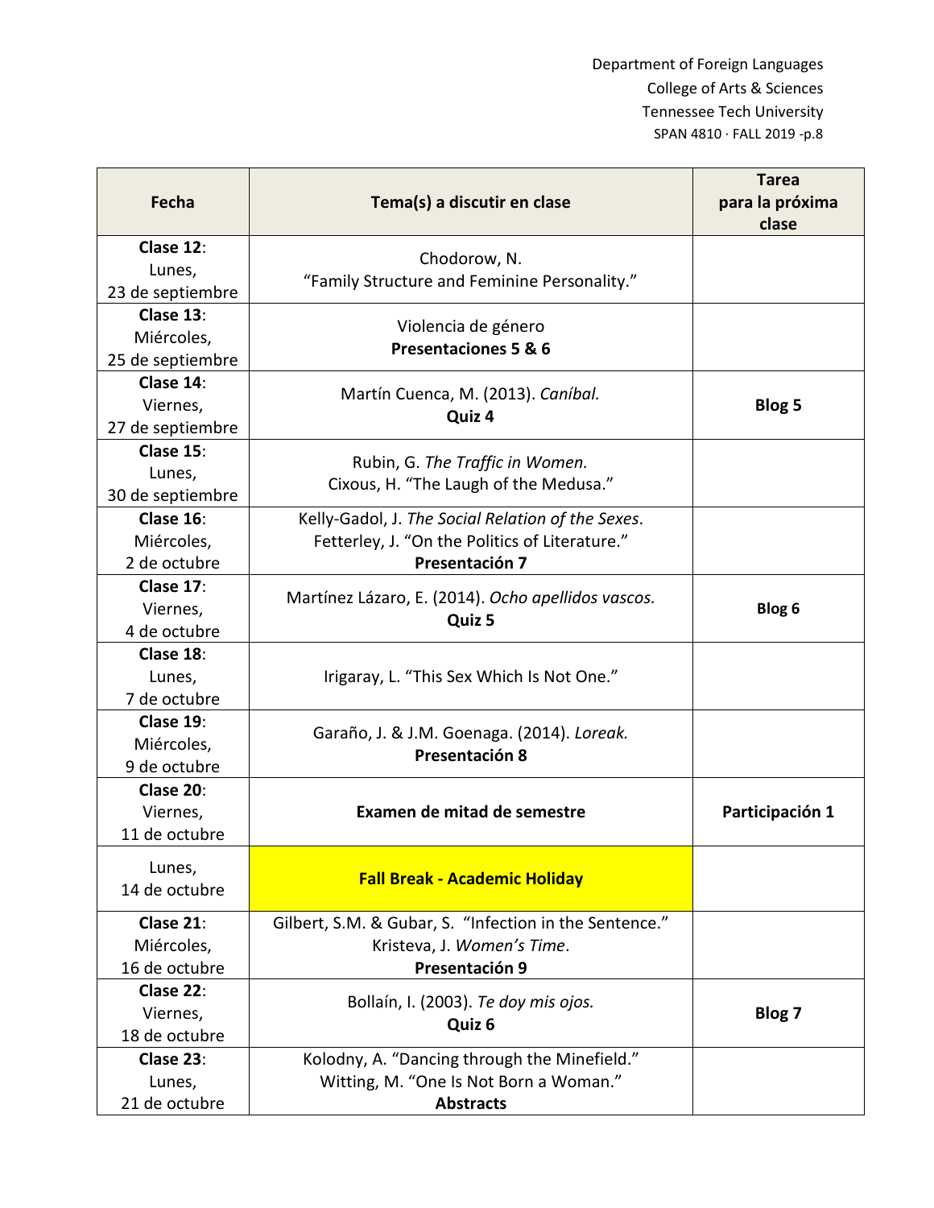| Fecha | Tema(s) a discutir en clase | Tarea para la próxima clase |
|---|---|---|
| **Clase 12**: Lunes, 23 de septiembre | Chodorow, N. "Family Structure and Feminine Personality." | |
| **Clase 13**: Miércoles, 25 de septiembre | Violencia de género **Presentaciones 5 & 6** | |
| **Clase 14**: Viernes, 27 de septiembre | Martín Cuenca, M. (2013). *Caníbal.* **Quiz 4** | **Blog 5** |
| **Clase 15**: Lunes, 30 de septiembre | Rubin, G. *The Traffic in Women.* Cixous, H. "The Laugh of the Medusa." | |
| **Clase 16**: Miércoles, 2 de octubre | Kelly-Gadol, J. *The Social Relation of the Sexes*. Fetterley, J. "On the Politics of Literature." **Presentación 7** | |
| **Clase 17**: Viernes, 4 de octubre | Martínez Lázaro, E. (2014). *Ocho apellidos vascos.* **Quiz 5** | **Blog 6** |
| **Clase 18**: Lunes, 7 de octubre | Irigaray, L. "This Sex Which Is Not One." | |
| **Clase 19**: Miércoles, 9 de octubre | Garaño, J. & J.M. Goenaga. (2014). *Loreak.* **Presentación 8** | |
| **Clase 20**: Viernes, 11 de octubre | **Examen de mitad de semestre** | **Participación 1** |
| Lunes, 14 de octubre | **Fall Break - Academic Holiday** | |
| **Clase 21**: Miércoles, 16 de octubre | Gilbert, S.M. & Gubar, S. "Infection in the Sentence." Kristeva, J. *Women's Time*. **Presentación 9** | |
| **Clase 22**: Viernes, 18 de octubre | Bollaín, I. (2003). *Te doy mis ojos.* **Quiz 6** | **Blog 7** |
| **Clase 23**: Lunes, 21 de octubre | Kolodny, A. "Dancing through the Minefield." Witting, M. "One Is Not Born a Woman." **Abstracts** | |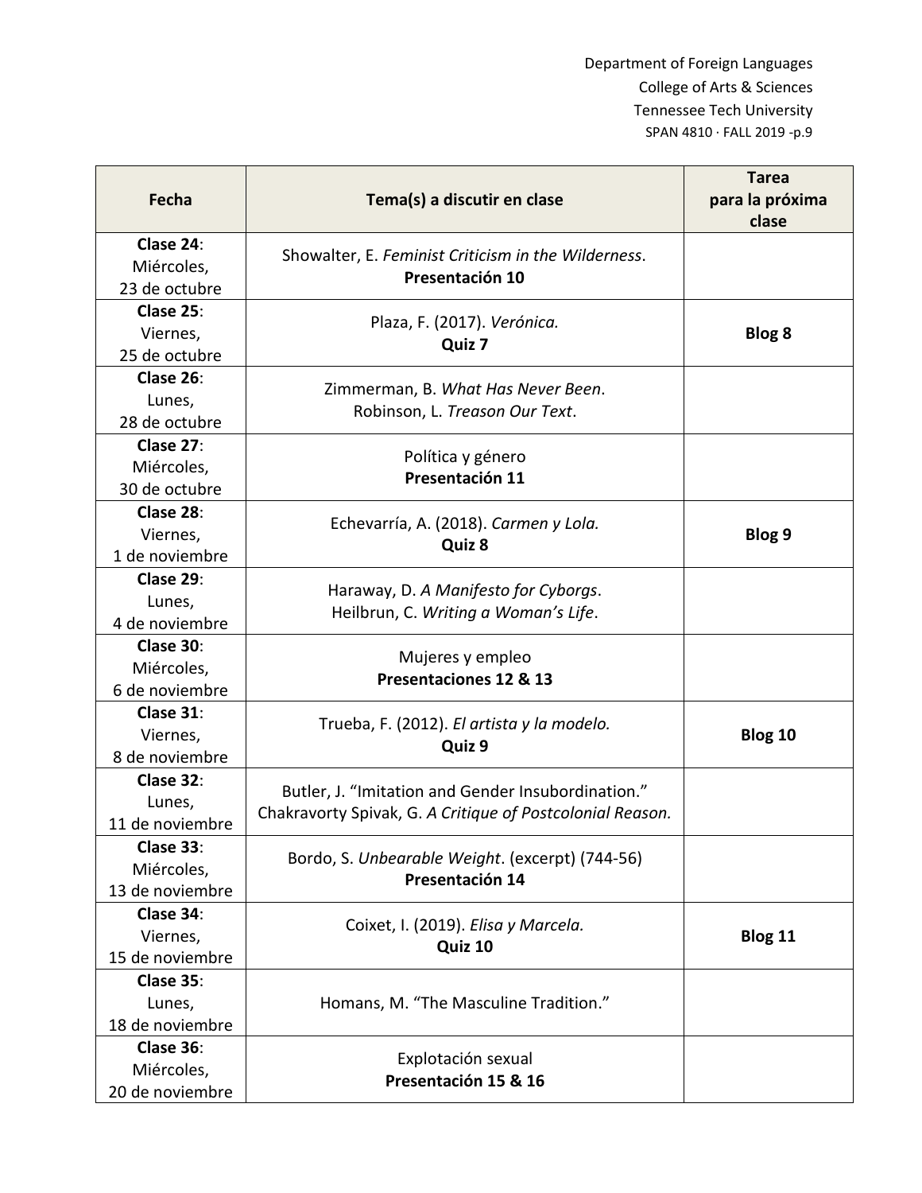| Fecha | Tema(s) a discutir en clase | Tarea para la próxima clase |
|---|---|---|
| **Clase 24**: Miércoles, 23 de octubre | Showalter, E. *Feminist Criticism in the Wilderness*. **Presentación 10** | |
| **Clase 25**: Viernes, 25 de octubre | Plaza, F. (2017). *Verónica.* **Quiz 7** | **Blog 8** |
| **Clase 26**: Lunes, 28 de octubre | Zimmerman, B. *What Has Never Been*. Robinson, L. *Treason Our Text*. | |
| **Clase 27**: Miércoles, 30 de octubre | Política y género **Presentación 11** | |
| **Clase 28**: Viernes, 1 de noviembre | Echevarría, A. (2018). *Carmen y Lola.* **Quiz 8** | **Blog 9** |
| **Clase 29**: Lunes, 4 de noviembre | Haraway, D. *A Manifesto for Cyborgs*. Heilbrun, C. *Writing a Woman's Life*. | |
| **Clase 30**: Miércoles, 6 de noviembre | Mujeres y empleo **Presentaciones 12 & 13** | |
| **Clase 31**: Viernes, 8 de noviembre | Trueba, F. (2012). *El artista y la modelo.* **Quiz 9** | **Blog 10** |
| **Clase 32**: Lunes, 11 de noviembre | Butler, J. "Imitation and Gender Insubordination." Chakravorty Spivak, G. *A Critique of Postcolonial Reason.* | |
| **Clase 33**: Miércoles, 13 de noviembre | Bordo, S. *Unbearable Weight*. (excerpt) (744-56) **Presentación 14** | |
| **Clase 34**: Viernes, 15 de noviembre | Coixet, I. (2019). *Elisa y Marcela.* **Quiz 10** | **Blog 11** |
| **Clase 35**: Lunes, 18 de noviembre | Homans, M. "The Masculine Tradition." | |
| **Clase 36**: Miércoles, 20 de noviembre | Explotación sexual **Presentación 15 & 16** | |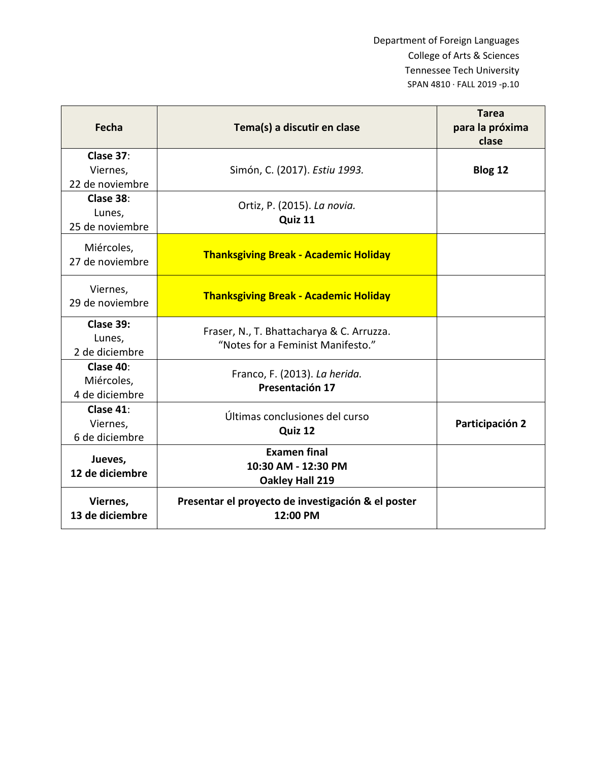| Fecha | Tema(s) a discutir en clase | Tarea para la próxima clase |
|---|---|---|
| **Clase 37**: Viernes, 22 de noviembre | Simón, C. (2017). *Estiu 1993.* | **Blog 12** |
| **Clase 38**: Lunes, 25 de noviembre | Ortiz, P. (2015). *La novia.* **Quiz 11** | |
| Miércoles, 27 de noviembre | **Thanksgiving Break - Academic Holiday** | |
| Viernes, 29 de noviembre | **Thanksgiving Break - Academic Holiday** | |
| **Clase 39:** Lunes, 2 de diciembre | Fraser, N., T. Bhattacharya & C. Arruzza. "Notes for a Feminist Manifesto." | |
| **Clase 40**: Miércoles, 4 de diciembre | Franco, F. (2013). *La herida.* **Presentación 17** | |
| **Clase 41**: Viernes, 6 de diciembre | Últimas conclusiones del curso **Quiz 12** | **Participación 2** |
| **Jueves, 12 de diciembre** | **Examen final 10:30 AM - 12:30 PM Oakley Hall 219** | |
| **Viernes, 13 de diciembre** | **Presentar el proyecto de investigación & el poster 12:00 PM** | |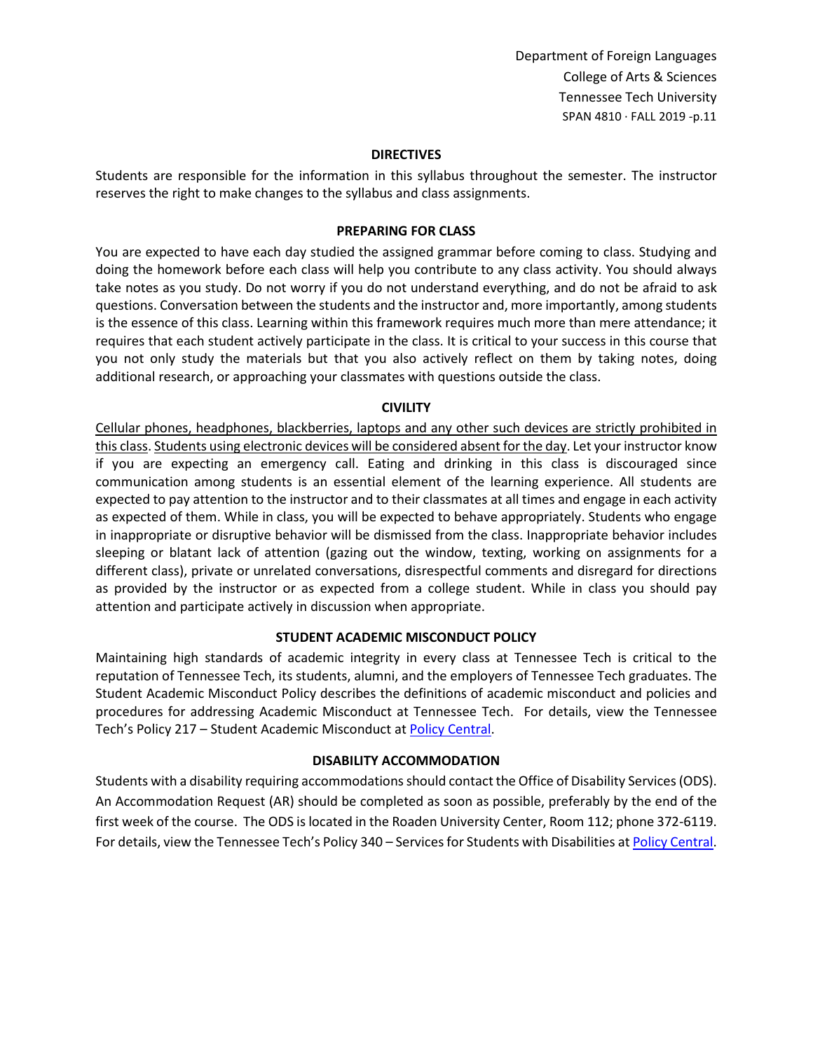## DIRECTIVES

Students are responsible for the information in this syllabus throughout the semester. The instructor reserves the right to make changes to the syllabus and class assignments.

## PREPARING FOR CLASS

You are expected to have each day studied the assigned grammar before coming to class. Studying and doing the homework before each class will help you contribute to any class activity. You should always take notes as you study. Do not worry if you do not understand everything, and do not be afraid to ask questions. Conversation between the students and the instructor and, more importantly, among students is the essence of this class. Learning within this framework requires much more than mere attendance; it requires that each student actively participate in the class. It is critical to your success in this course that you not only study the materials but that you also actively reflect on them by taking notes, doing additional research, or approaching your classmates with questions outside the class.

## CIVILITY

<u>Cellular phones, headphones, blackberries, laptops and any other such devices are strictly prohibited in this class</u>. <u>Students using electronic devices will be considered absent for the day</u>. Let your instructor know if you are expecting an emergency call. Eating and drinking in this class is discouraged since communication among students is an essential element of the learning experience. All students are expected to pay attention to the instructor and to their classmates at all times and engage in each activity as expected of them. While in class, you will be expected to behave appropriately. Students who engage in inappropriate or disruptive behavior will be dismissed from the class. Inappropriate behavior includes sleeping or blatant lack of attention (gazing out the window, texting, working on assignments for a different class), private or unrelated conversations, disrespectful comments and disregard for directions as provided by the instructor or as expected from a college student. While in class you should pay attention and participate actively in discussion when appropriate.

## STUDENT ACADEMIC MISCONDUCT POLICY

Maintaining high standards of academic integrity in every class at Tennessee Tech is critical to the reputation of Tennessee Tech, its students, alumni, and the employers of Tennessee Tech graduates. The Student Academic Misconduct Policy describes the definitions of academic misconduct and policies and procedures for addressing Academic Misconduct at Tennessee Tech. For details, view the Tennessee Tech's Policy 217 – Student Academic Misconduct at Policy Central.

## DISABILITY ACCOMMODATION

Students with a disability requiring accommodations should contact the Office of Disability Services (ODS). An Accommodation Request (AR) should be completed as soon as possible, preferably by the end of the first week of the course. The ODS is located in the Roaden University Center, Room 112; phone 372-6119. For details, view the Tennessee Tech's Policy 340 – Services for Students with Disabilities at Policy Central.